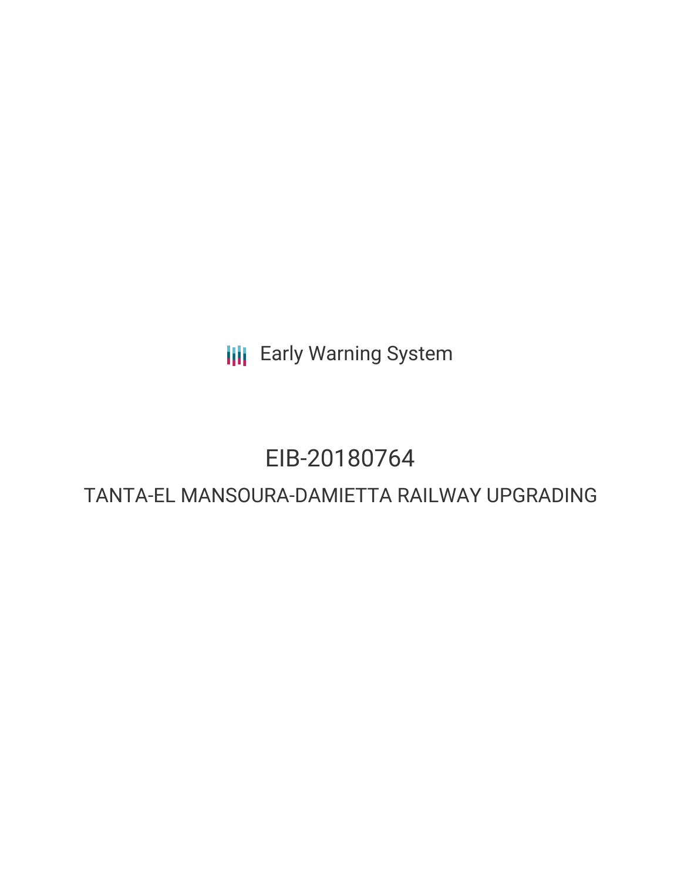Early Warning System

# EIB-20180764

## TANTA-EL MANSOURA-DAMIETTA RAILWAY UPGRADING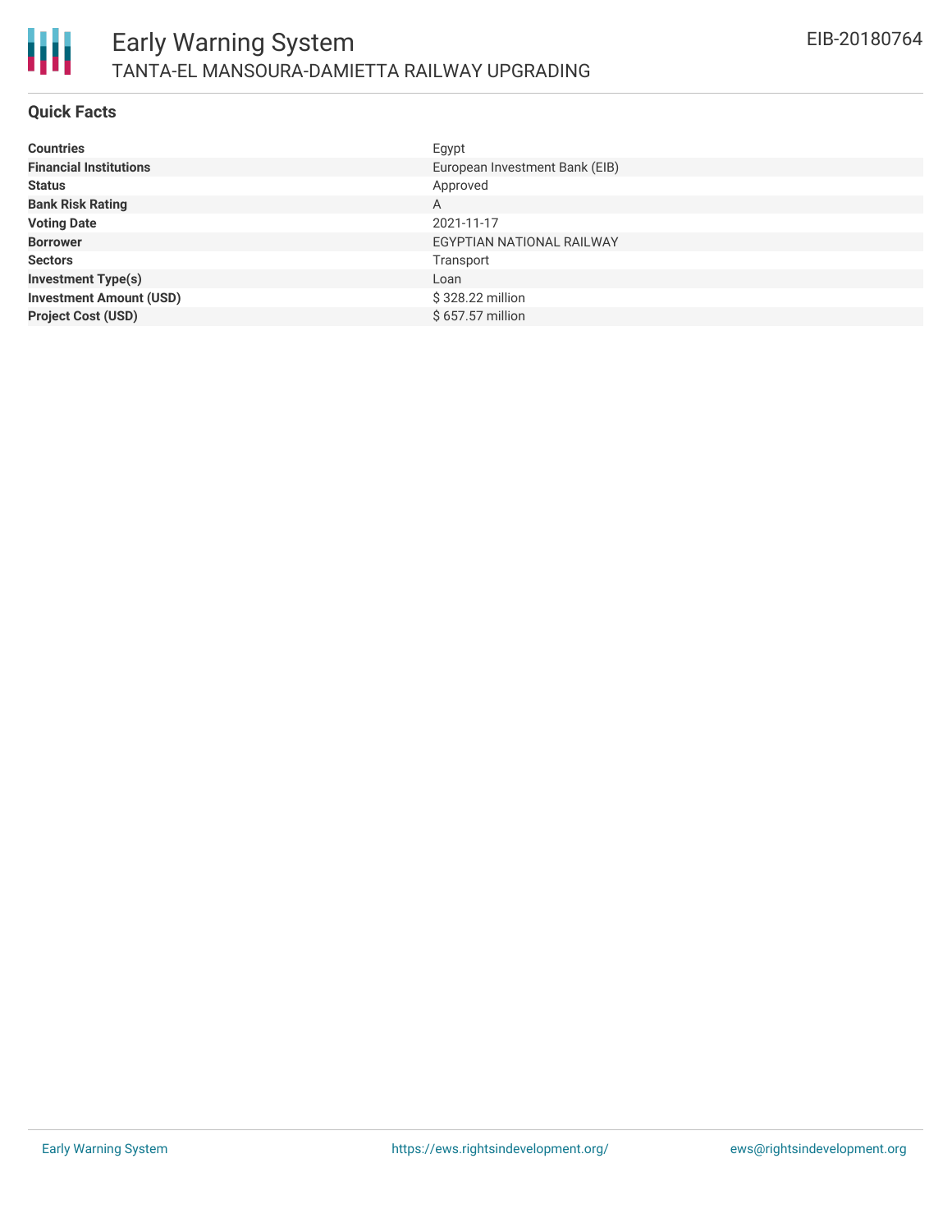# Early Warning System

## TANTA-EL MANSOURA-DAMIETTA RAILWAY UPGRADING

EIB-20180764

### Quick Facts

| | |
|---|---|
| **Countries** | Egypt |
| **Financial Institutions** | European Investment Bank (EIB) |
| **Status** | Approved |
| **Bank Risk Rating** | A |
| **Voting Date** | 2021-11-17 |
| **Borrower** | EGYPTIAN NATIONAL RAILWAY |
| **Sectors** | Transport |
| **Investment Type(s)** | Loan |
| **Investment Amount (USD)** | $ 328.22 million |
| **Project Cost (USD)** | $ 657.57 million |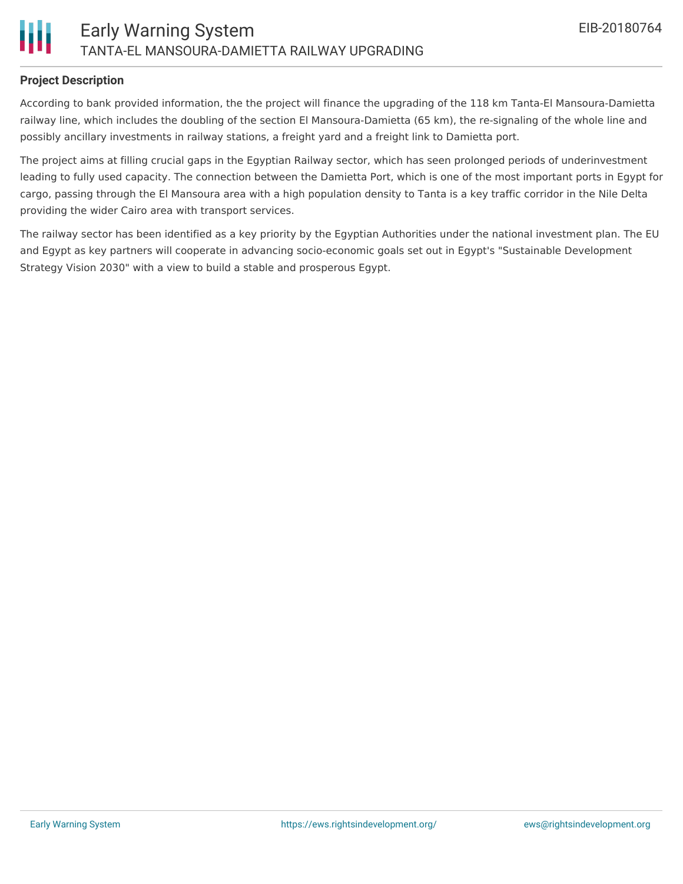## Project Description

According to bank provided information, the the project will finance the upgrading of the 118 km Tanta-El Mansoura-Damietta railway line, which includes the doubling of the section El Mansoura-Damietta (65 km), the re-signaling of the whole line and possibly ancillary investments in railway stations, a freight yard and a freight link to Damietta port.

The project aims at filling crucial gaps in the Egyptian Railway sector, which has seen prolonged periods of underinvestment leading to fully used capacity. The connection between the Damietta Port, which is one of the most important ports in Egypt for cargo, passing through the El Mansoura area with a high population density to Tanta is a key traffic corridor in the Nile Delta providing the wider Cairo area with transport services.

The railway sector has been identified as a key priority by the Egyptian Authorities under the national investment plan. The EU and Egypt as key partners will cooperate in advancing socio-economic goals set out in Egypt's "Sustainable Development Strategy Vision 2030" with a view to build a stable and prosperous Egypt.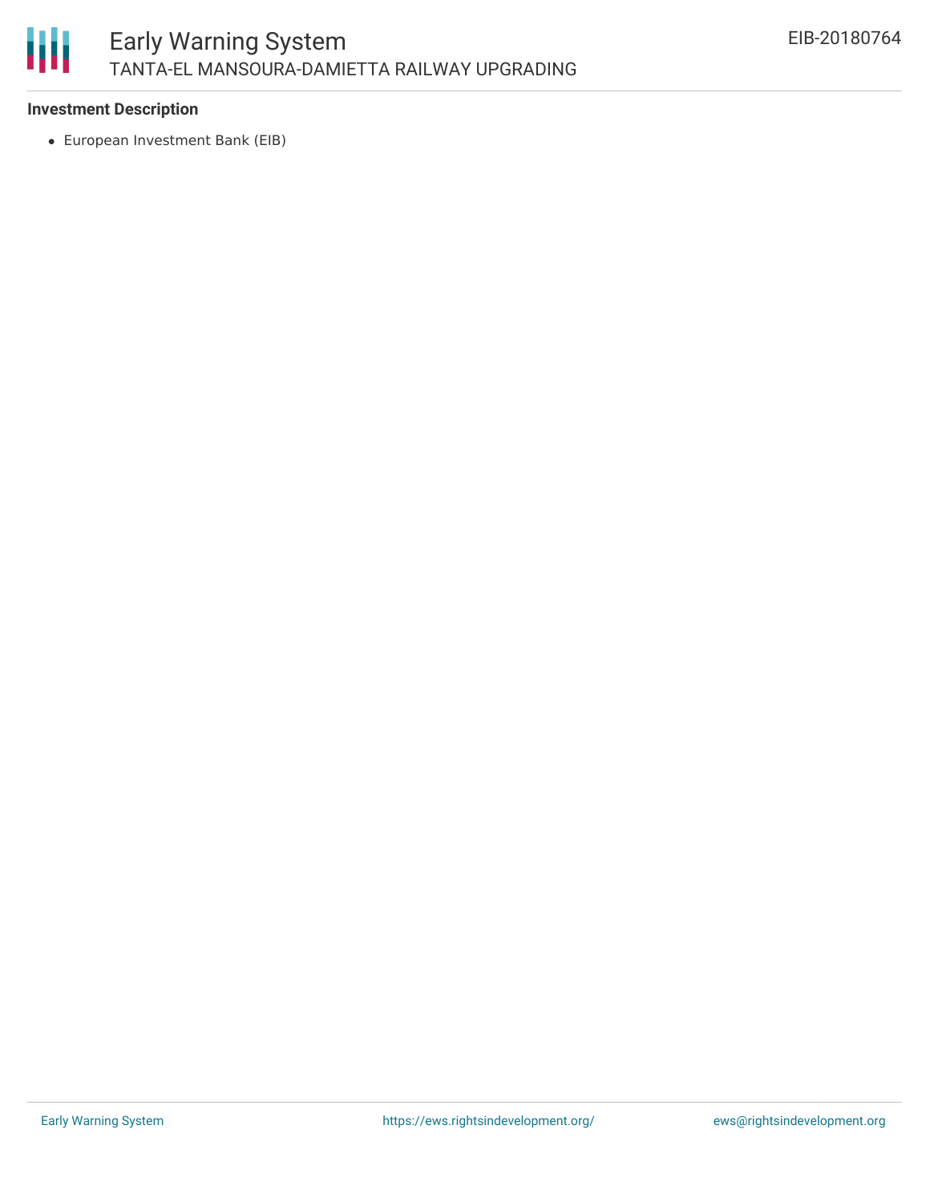### Investment Description

- European Investment Bank (EIB)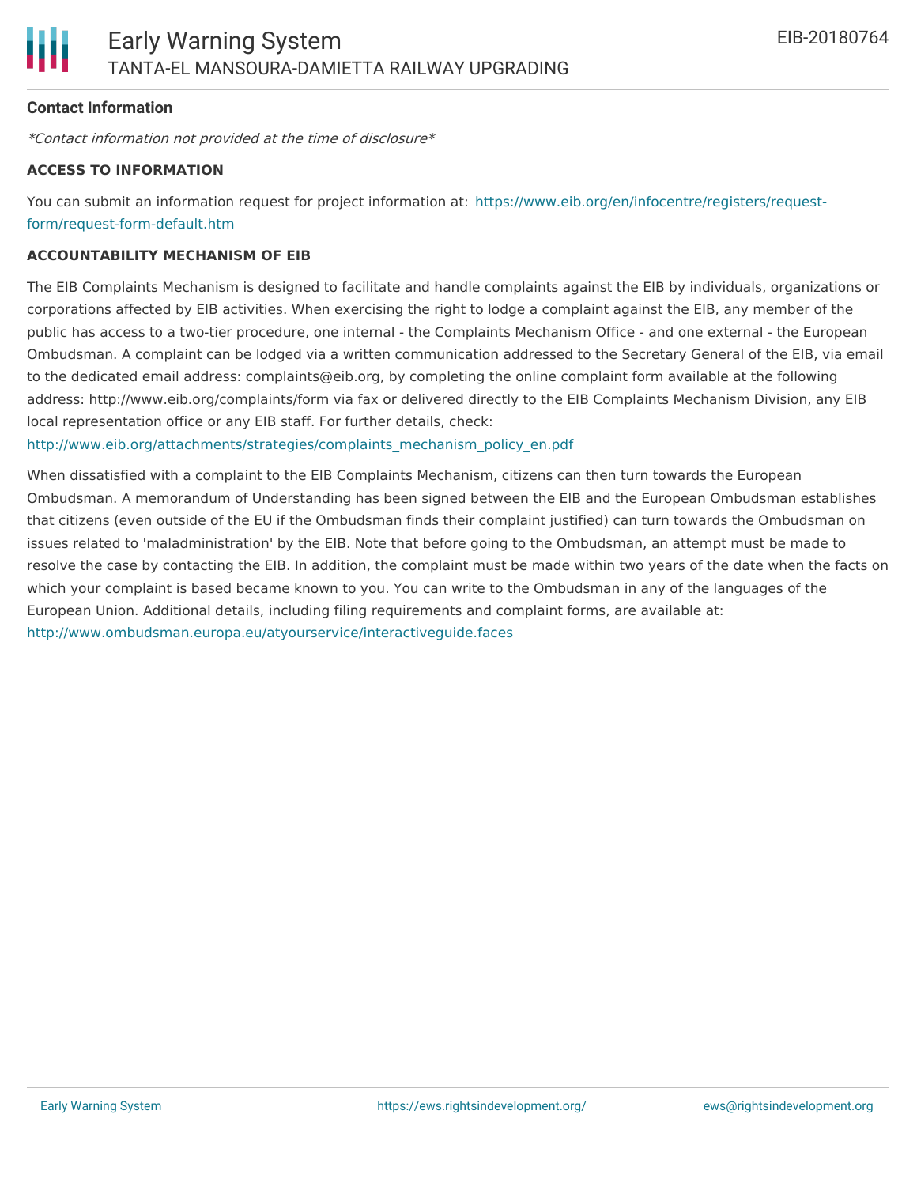**Contact Information**

*Contact information not provided at the time of disclosure*

**ACCESS TO INFORMATION**

You can submit an information request for project information at: https://www.eib.org/en/infocentre/registers/request-form/request-form-default.htm

**ACCOUNTABILITY MECHANISM OF EIB**

The EIB Complaints Mechanism is designed to facilitate and handle complaints against the EIB by individuals, organizations or corporations affected by EIB activities. When exercising the right to lodge a complaint against the EIB, any member of the public has access to a two-tier procedure, one internal - the Complaints Mechanism Office - and one external - the European Ombudsman. A complaint can be lodged via a written communication addressed to the Secretary General of the EIB, via email to the dedicated email address: complaints@eib.org, by completing the online complaint form available at the following address: http://www.eib.org/complaints/form via fax or delivered directly to the EIB Complaints Mechanism Division, any EIB local representation office or any EIB staff. For further details, check: http://www.eib.org/attachments/strategies/complaints_mechanism_policy_en.pdf

When dissatisfied with a complaint to the EIB Complaints Mechanism, citizens can then turn towards the European Ombudsman. A memorandum of Understanding has been signed between the EIB and the European Ombudsman establishes that citizens (even outside of the EU if the Ombudsman finds their complaint justified) can turn towards the Ombudsman on issues related to 'maladministration' by the EIB. Note that before going to the Ombudsman, an attempt must be made to resolve the case by contacting the EIB. In addition, the complaint must be made within two years of the date when the facts on which your complaint is based became known to you. You can write to the Ombudsman in any of the languages of the European Union. Additional details, including filing requirements and complaint forms, are available at: http://www.ombudsman.europa.eu/atyourservice/interactiveguide.faces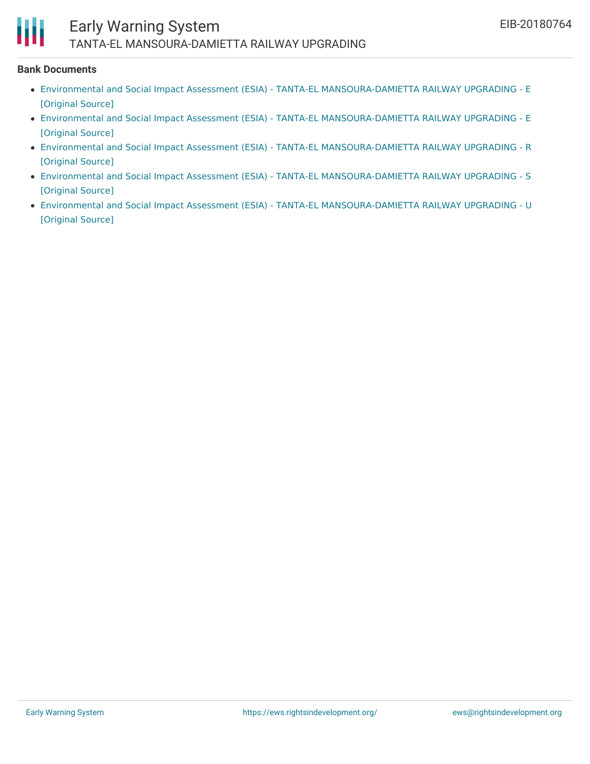**Bank Documents**

- Environmental and Social Impact Assessment (ESIA) - TANTA-EL MANSOURA-DAMIETTA RAILWAY UPGRADING - E [Original Source]
- Environmental and Social Impact Assessment (ESIA) - TANTA-EL MANSOURA-DAMIETTA RAILWAY UPGRADING - E [Original Source]
- Environmental and Social Impact Assessment (ESIA) - TANTA-EL MANSOURA-DAMIETTA RAILWAY UPGRADING - R [Original Source]
- Environmental and Social Impact Assessment (ESIA) - TANTA-EL MANSOURA-DAMIETTA RAILWAY UPGRADING - S [Original Source]
- Environmental and Social Impact Assessment (ESIA) - TANTA-EL MANSOURA-DAMIETTA RAILWAY UPGRADING - U [Original Source]